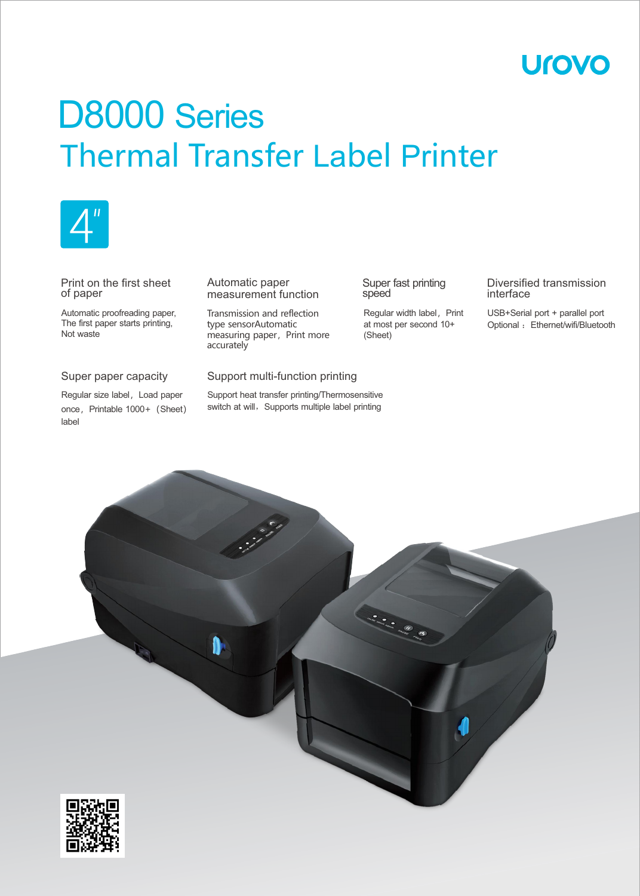urovo

# D8000 Series

## Thermal Transfer Label Printer

4"

### Print on the first sheet of paper

Automatic proofreading paper, The first paper starts printing, Not waste

### Automatic paper measurement function

Transmission and reflection type sensorAutomatic measuring paper，Print more accurately

### Super fast printing speed

Regular width label，Print at most per second 10+ (Sheet)

### Diversified transmission interface

USB+Serial port + parallel port
Optional ：Ethernet/wifi/Bluetooth

### Super paper capacity

Regular size label，Load paper once，Printable 1000+（Sheet）label

### Support multi-function printing

Support heat transfer printing/Thermosensitive switch at will，Supports multiple label printing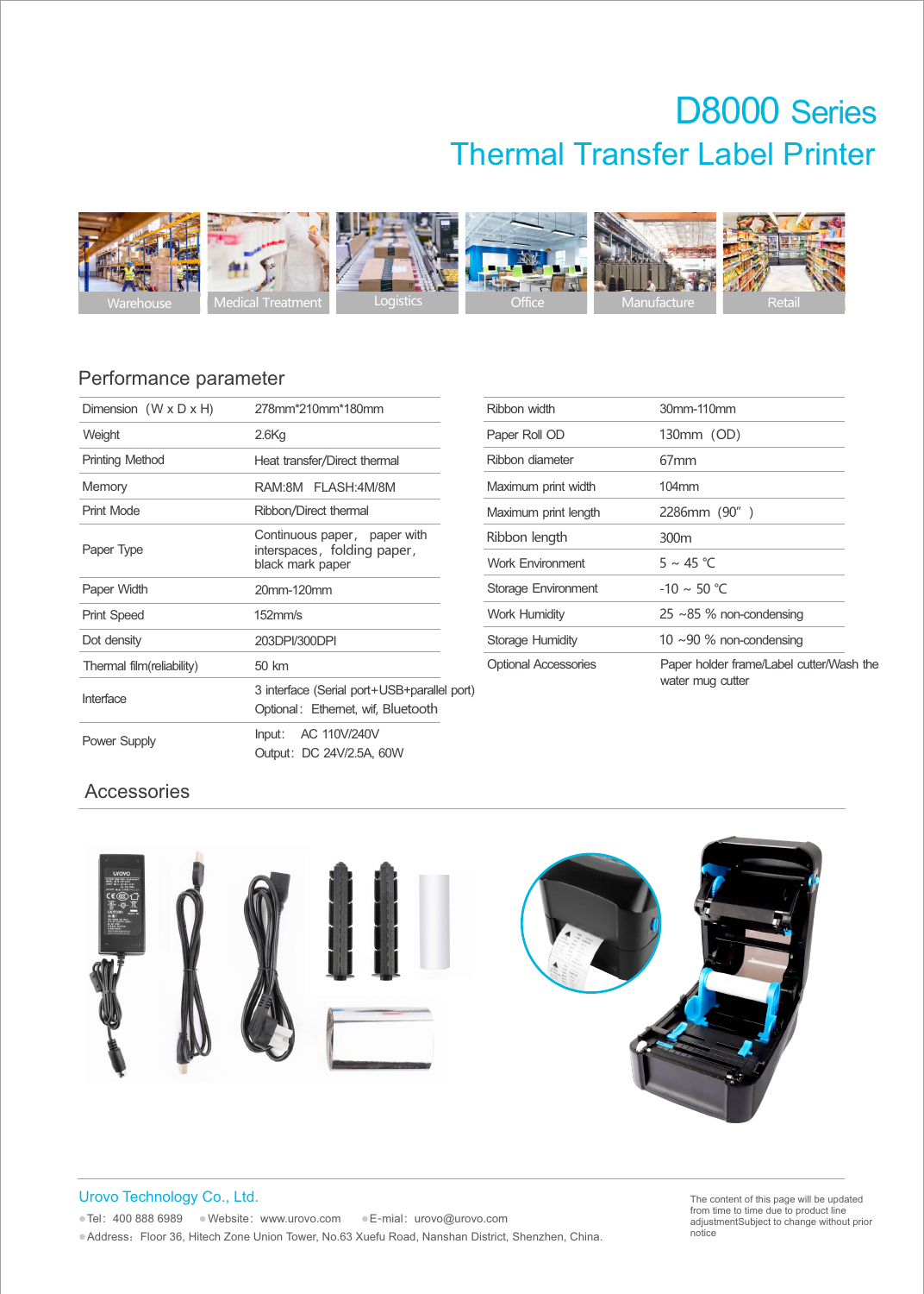# D8000 Series
## Thermal Transfer Label Printer

Warehouse | Medical Treatment | Logistics | Office | Manufacture | Retail

## Performance parameter

| | |
|---|---|
| Dimension (W x D x H) | 278mm*210mm*180mm |
| Weight | 2.6Kg |
| Printing Method | Heat transfer/Direct thermal |
| Memory | RAM:8M FLASH:4M/8M |
| Print Mode | Ribbon/Direct thermal |
| Paper Type | Continuous paper, paper with interspaces, folding paper, black mark paper |
| Paper Width | 20mm-120mm |
| Print Speed | 152mm/s |
| Dot density | 203DPI/300DPI |
| Thermal film(reliability) | 50 km |
| Interface | 3 interface (Serial port+USB+parallel port) Optional: Ethernet, wif, Bluetooth |
| Power Supply | Input: AC 110V/240V Output: DC 24V/2.5A, 60W |

| | |
|---|---|
| Ribbon width | 30mm-110mm |
| Paper Roll OD | 130mm (OD) |
| Ribbon diameter | 67mm |
| Maximum print width | 104mm |
| Maximum print length | 2286mm (90" ) |
| Ribbon length | 300m |
| Work Environment | 5 ~ 45 ℃ |
| Storage Environment | -10 ~ 50 ℃ |
| Work Humidity | 25 ~85 % non-condensing |
| Storage Humidity | 10 ~90 % non-condensing |
| Optional Accessories | Paper holder frame/Label cutter/Wash the water mug cutter |

## Accessories

Urovo Technology Co., Ltd.

● Tel: 400 888 6989 ● Website: www.urovo.com ● E-mial: urovo@urovo.com

● Address: Floor 36, Hitech Zone Union Tower, No.63 Xuefu Road, Nanshan District, Shenzhen, China.

The content of this page will be updated from time to time due to product line adjustmentSubject to change without prior notice